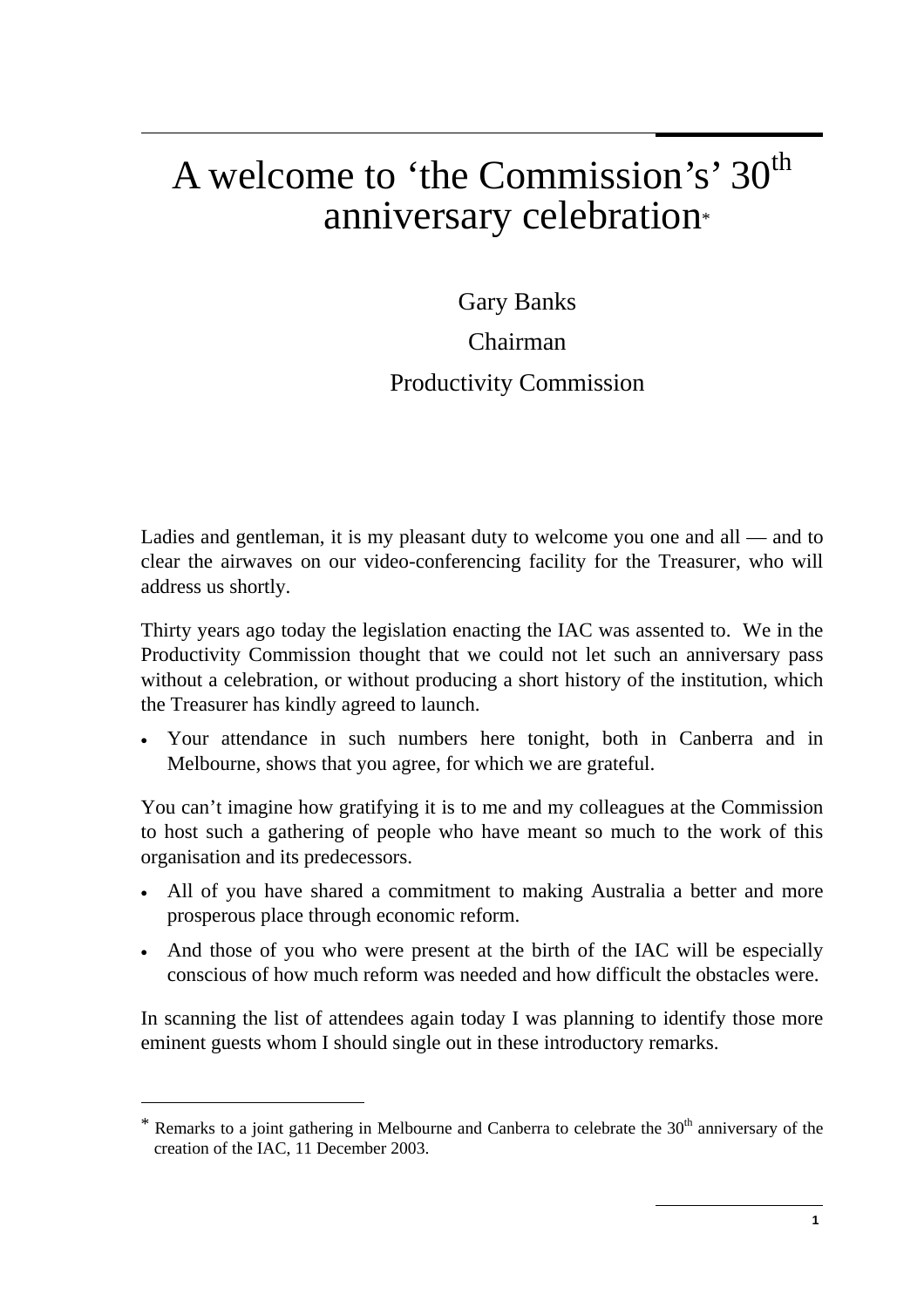# A welcome to 'the Commission's' 30th anniversary celebration*

Gary Banks

Chairman

Productivity Commission

Ladies and gentleman, it is my pleasant duty to welcome you one and all — and to clear the airwaves on our video-conferencing facility for the Treasurer, who will address us shortly.

Thirty years ago today the legislation enacting the IAC was assented to. We in the Productivity Commission thought that we could not let such an anniversary pass without a celebration, or without producing a short history of the institution, which the Treasurer has kindly agreed to launch.

- Your attendance in such numbers here tonight, both in Canberra and in Melbourne, shows that you agree, for which we are grateful.

You can't imagine how gratifying it is to me and my colleagues at the Commission to host such a gathering of people who have meant so much to the work of this organisation and its predecessors.

- All of you have shared a commitment to making Australia a better and more prosperous place through economic reform.
- And those of you who were present at the birth of the IAC will be especially conscious of how much reform was needed and how difficult the obstacles were.

In scanning the list of attendees again today I was planning to identify those more eminent guests whom I should single out in these introductory remarks.

---

* Remarks to a joint gathering in Melbourne and Canberra to celebrate the 30th anniversary of the creation of the IAC, 11 December 2003.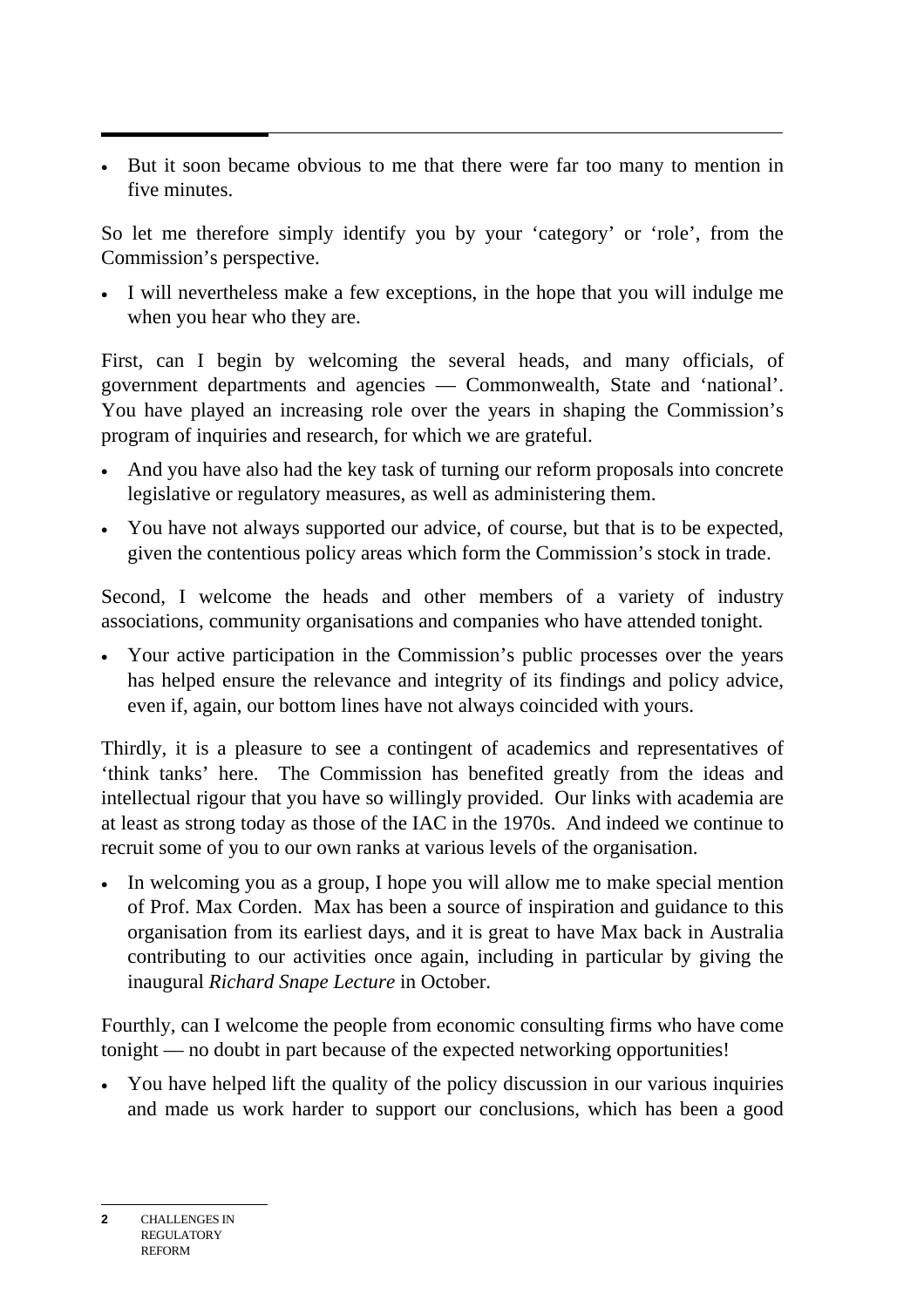- But it soon became obvious to me that there were far too many to mention in five minutes.

So let me therefore simply identify you by your 'category' or 'role', from the Commission's perspective.

- I will nevertheless make a few exceptions, in the hope that you will indulge me when you hear who they are.

First, can I begin by welcoming the several heads, and many officials, of government departments and agencies — Commonwealth, State and 'national'. You have played an increasing role over the years in shaping the Commission's program of inquiries and research, for which we are grateful.

- And you have also had the key task of turning our reform proposals into concrete legislative or regulatory measures, as well as administering them.
- You have not always supported our advice, of course, but that is to be expected, given the contentious policy areas which form the Commission's stock in trade.

Second, I welcome the heads and other members of a variety of industry associations, community organisations and companies who have attended tonight.

- Your active participation in the Commission's public processes over the years has helped ensure the relevance and integrity of its findings and policy advice, even if, again, our bottom lines have not always coincided with yours.

Thirdly, it is a pleasure to see a contingent of academics and representatives of 'think tanks' here. The Commission has benefited greatly from the ideas and intellectual rigour that you have so willingly provided. Our links with academia are at least as strong today as those of the IAC in the 1970s. And indeed we continue to recruit some of you to our own ranks at various levels of the organisation.

- In welcoming you as a group, I hope you will allow me to make special mention of Prof. Max Corden. Max has been a source of inspiration and guidance to this organisation from its earliest days, and it is great to have Max back in Australia contributing to our activities once again, including in particular by giving the inaugural *Richard Snape Lecture* in October.

Fourthly, can I welcome the people from economic consulting firms who have come tonight — no doubt in part because of the expected networking opportunities!

- You have helped lift the quality of the policy discussion in our various inquiries and made us work harder to support our conclusions, which has been a good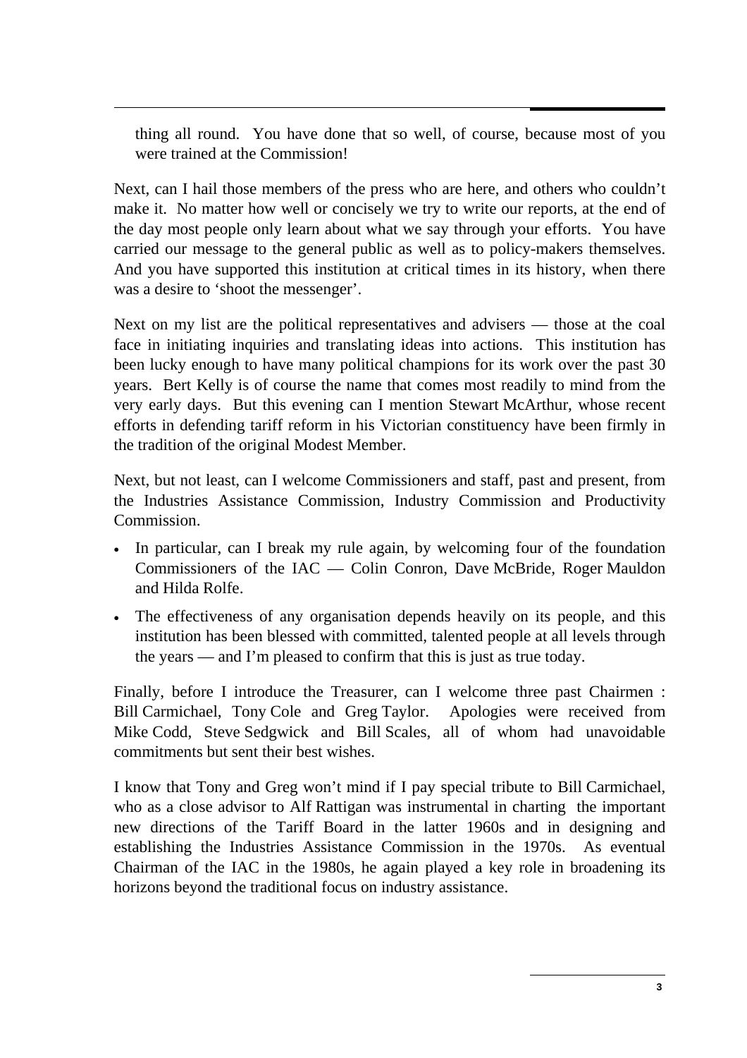thing all round. You have done that so well, of course, because most of you were trained at the Commission!

Next, can I hail those members of the press who are here, and others who couldn't make it. No matter how well or concisely we try to write our reports, at the end of the day most people only learn about what we say through your efforts. You have carried our message to the general public as well as to policy-makers themselves. And you have supported this institution at critical times in its history, when there was a desire to 'shoot the messenger'.

Next on my list are the political representatives and advisers — those at the coal face in initiating inquiries and translating ideas into actions. This institution has been lucky enough to have many political champions for its work over the past 30 years. Bert Kelly is of course the name that comes most readily to mind from the very early days. But this evening can I mention Stewart McArthur, whose recent efforts in defending tariff reform in his Victorian constituency have been firmly in the tradition of the original Modest Member.

Next, but not least, can I welcome Commissioners and staff, past and present, from the Industries Assistance Commission, Industry Commission and Productivity Commission.

- In particular, can I break my rule again, by welcoming four of the foundation Commissioners of the IAC — Colin Conron, Dave McBride, Roger Mauldon and Hilda Rolfe.
- The effectiveness of any organisation depends heavily on its people, and this institution has been blessed with committed, talented people at all levels through the years — and I'm pleased to confirm that this is just as true today.

Finally, before I introduce the Treasurer, can I welcome three past Chairmen : Bill Carmichael, Tony Cole and Greg Taylor. Apologies were received from Mike Codd, Steve Sedgwick and Bill Scales, all of whom had unavoidable commitments but sent their best wishes.

I know that Tony and Greg won't mind if I pay special tribute to Bill Carmichael, who as a close advisor to Alf Rattigan was instrumental in charting the important new directions of the Tariff Board in the latter 1960s and in designing and establishing the Industries Assistance Commission in the 1970s. As eventual Chairman of the IAC in the 1980s, he again played a key role in broadening its horizons beyond the traditional focus on industry assistance.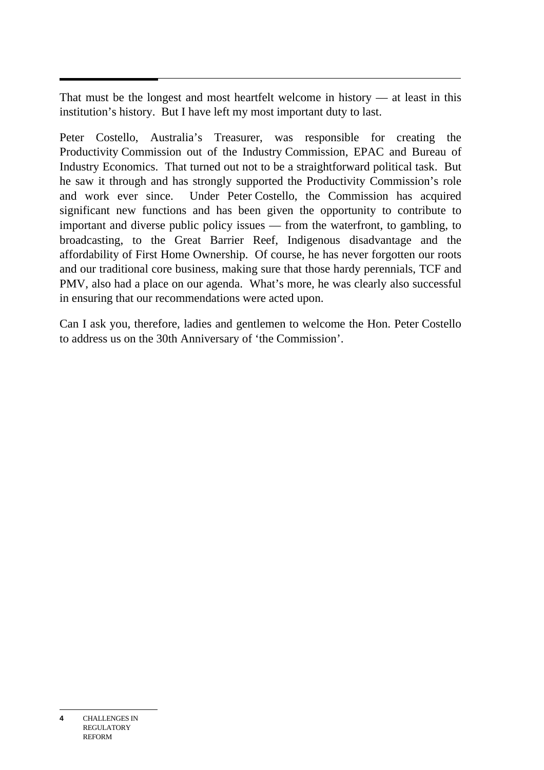That must be the longest and most heartfelt welcome in history — at least in this institution's history. But I have left my most important duty to last.

Peter Costello, Australia's Treasurer, was responsible for creating the Productivity Commission out of the Industry Commission, EPAC and Bureau of Industry Economics. That turned out not to be a straightforward political task. But he saw it through and has strongly supported the Productivity Commission's role and work ever since. Under Peter Costello, the Commission has acquired significant new functions and has been given the opportunity to contribute to important and diverse public policy issues — from the waterfront, to gambling, to broadcasting, to the Great Barrier Reef, Indigenous disadvantage and the affordability of First Home Ownership. Of course, he has never forgotten our roots and our traditional core business, making sure that those hardy perennials, TCF and PMV, also had a place on our agenda. What's more, he was clearly also successful in ensuring that our recommendations were acted upon.

Can I ask you, therefore, ladies and gentlemen to welcome the Hon. Peter Costello to address us on the 30th Anniversary of 'the Commission'.